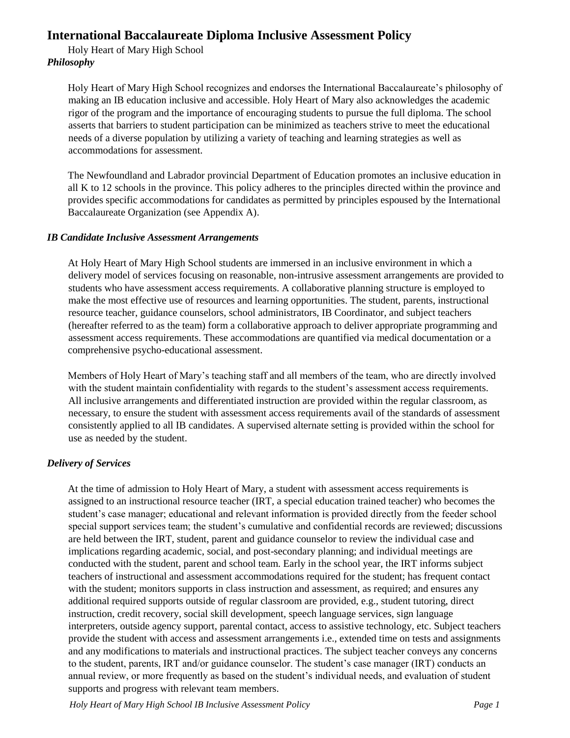# International Baccalaureate Diploma Inclusive Assessment Policy

Holy Heart of Mary High School

### *Philosophy*

Holy Heart of Mary High School recognizes and endorses the International Baccalaureate's philosophy of making an IB education inclusive and accessible. Holy Heart of Mary also acknowledges the academic rigor of the program and the importance of encouraging students to pursue the full diploma. The school asserts that barriers to student participation can be minimized as teachers strive to meet the educational needs of a diverse population by utilizing a variety of teaching and learning strategies as well as accommodations for assessment.

The Newfoundland and Labrador provincial Department of Education promotes an inclusive education in all K to 12 schools in the province. This policy adheres to the principles directed within the province and provides specific accommodations for candidates as permitted by principles espoused by the International Baccalaureate Organization (see Appendix A).

### *IB Candidate Inclusive Assessment Arrangements*

At Holy Heart of Mary High School students are immersed in an inclusive environment in which a delivery model of services focusing on reasonable, non-intrusive assessment arrangements are provided to students who have assessment access requirements. A collaborative planning structure is employed to make the most effective use of resources and learning opportunities. The student, parents, instructional resource teacher, guidance counselors, school administrators, IB Coordinator, and subject teachers (hereafter referred to as the team) form a collaborative approach to deliver appropriate programming and assessment access requirements. These accommodations are quantified via medical documentation or a comprehensive psycho-educational assessment.

Members of Holy Heart of Mary's teaching staff and all members of the team, who are directly involved with the student maintain confidentiality with regards to the student's assessment access requirements. All inclusive arrangements and differentiated instruction are provided within the regular classroom, as necessary, to ensure the student with assessment access requirements avail of the standards of assessment consistently applied to all IB candidates. A supervised alternate setting is provided within the school for use as needed by the student.

### *Delivery of Services*

At the time of admission to Holy Heart of Mary, a student with assessment access requirements is assigned to an instructional resource teacher (IRT, a special education trained teacher) who becomes the student's case manager; educational and relevant information is provided directly from the feeder school special support services team; the student's cumulative and confidential records are reviewed; discussions are held between the IRT, student, parent and guidance counselor to review the individual case and implications regarding academic, social, and post-secondary planning; and individual meetings are conducted with the student, parent and school team. Early in the school year, the IRT informs subject teachers of instructional and assessment accommodations required for the student; has frequent contact with the student; monitors supports in class instruction and assessment, as required; and ensures any additional required supports outside of regular classroom are provided, e.g., student tutoring, direct instruction, credit recovery, social skill development, speech language services, sign language interpreters, outside agency support, parental contact, access to assistive technology, etc. Subject teachers provide the student with access and assessment arrangements i.e., extended time on tests and assignments and any modifications to materials and instructional practices. The subject teacher conveys any concerns to the student, parents, IRT and/or guidance counselor. The student's case manager (IRT) conducts an annual review, or more frequently as based on the student's individual needs, and evaluation of student supports and progress with relevant team members.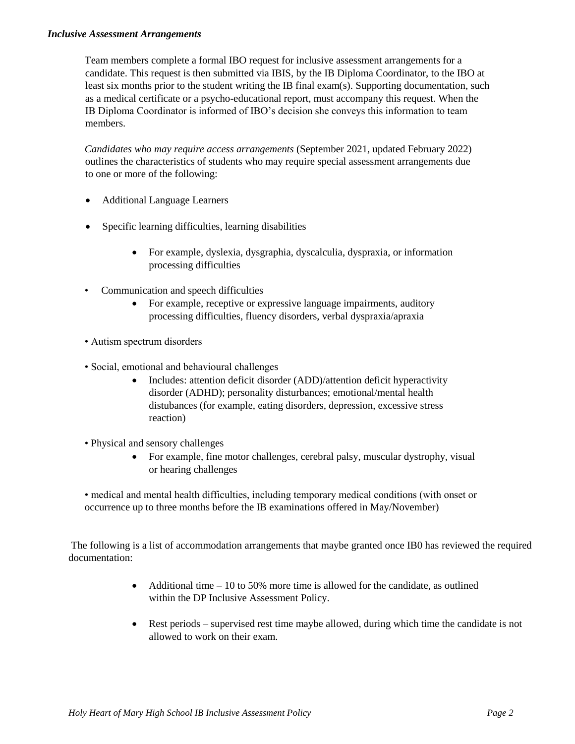***Inclusive Assessment Arrangements***

Team members complete a formal IBO request for inclusive assessment arrangements for a candidate. This request is then submitted via IBIS, by the IB Diploma Coordinator, to the IBO at least six months prior to the student writing the IB final exam(s). Supporting documentation, such as a medical certificate or a psycho-educational report, must accompany this request. When the IB Diploma Coordinator is informed of IBO's decision she conveys this information to team members.

*Candidates who may require access arrangements* (September 2021, updated February 2022) outlines the characteristics of students who may require special assessment arrangements due to one or more of the following:

- Additional Language Learners
- Specific learning difficulties, learning disabilities
  - For example, dyslexia, dysgraphia, dyscalculia, dyspraxia, or information processing difficulties
- Communication and speech difficulties
  - For example, receptive or expressive language impairments, auditory processing difficulties, fluency disorders, verbal dyspraxia/apraxia
- Autism spectrum disorders
- Social, emotional and behavioural challenges
  - Includes: attention deficit disorder (ADD)/attention deficit hyperactivity disorder (ADHD); personality disturbances; emotional/mental health distubances (for example, eating disorders, depression, excessive stress reaction)
- Physical and sensory challenges
  - For example, fine motor challenges, cerebral palsy, muscular dystrophy, visual or hearing challenges
- medical and mental health difficulties, including temporary medical conditions (with onset or occurrence up to three months before the IB examinations offered in May/November)

The following is a list of accommodation arrangements that maybe granted once IB0 has reviewed the required documentation:

- Additional time – 10 to 50% more time is allowed for the candidate, as outlined within the DP Inclusive Assessment Policy.
- Rest periods – supervised rest time maybe allowed, during which time the candidate is not allowed to work on their exam.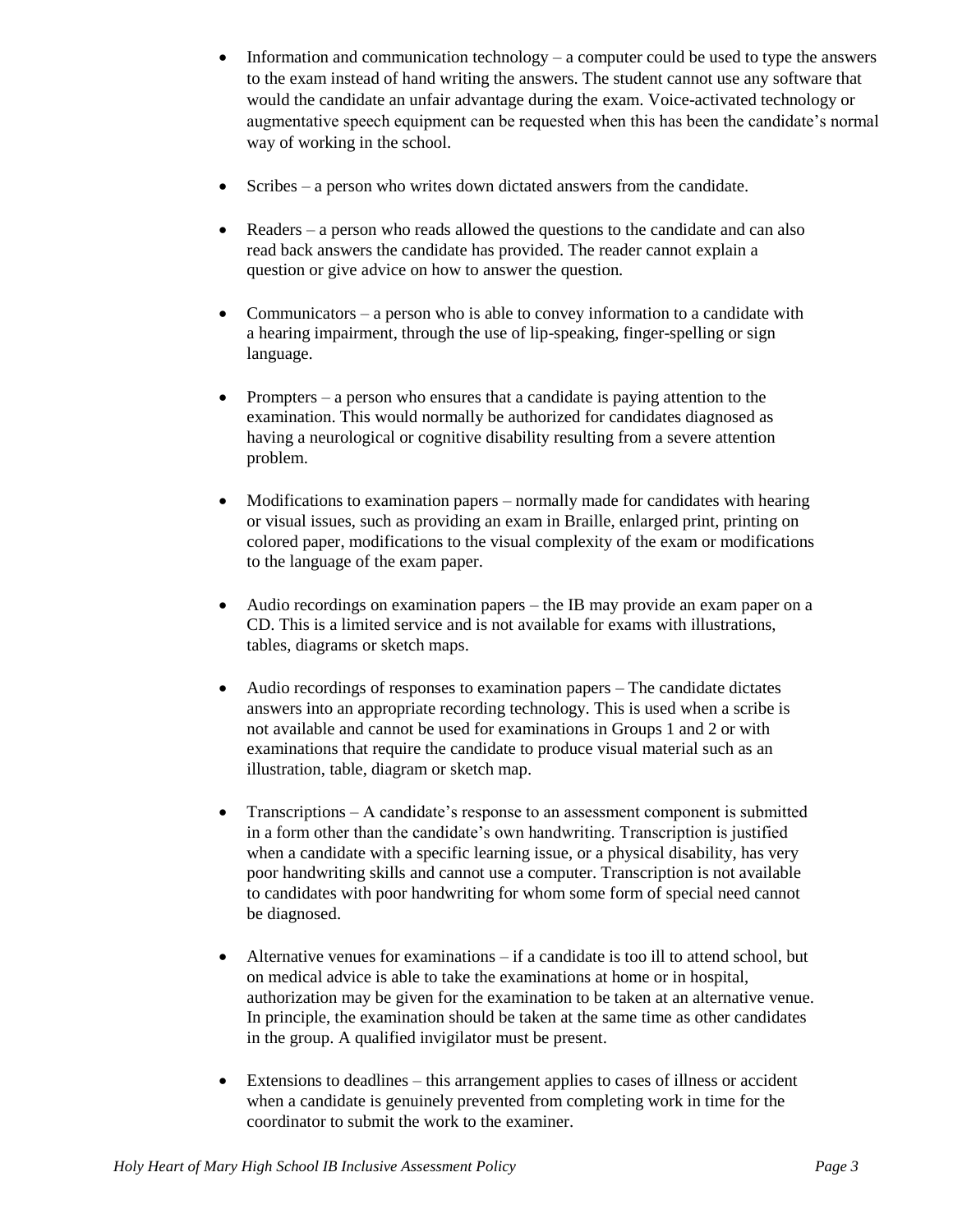- Information and communication technology – a computer could be used to type the answers to the exam instead of hand writing the answers. The student cannot use any software that would the candidate an unfair advantage during the exam. Voice-activated technology or augmentative speech equipment can be requested when this has been the candidate's normal way of working in the school.

- Scribes – a person who writes down dictated answers from the candidate.

- Readers – a person who reads allowed the questions to the candidate and can also read back answers the candidate has provided. The reader cannot explain a question or give advice on how to answer the question.

- Communicators – a person who is able to convey information to a candidate with a hearing impairment, through the use of lip-speaking, finger-spelling or sign language.

- Prompters – a person who ensures that a candidate is paying attention to the examination. This would normally be authorized for candidates diagnosed as having a neurological or cognitive disability resulting from a severe attention problem.

- Modifications to examination papers – normally made for candidates with hearing or visual issues, such as providing an exam in Braille, enlarged print, printing on colored paper, modifications to the visual complexity of the exam or modifications to the language of the exam paper.

- Audio recordings on examination papers – the IB may provide an exam paper on a CD. This is a limited service and is not available for exams with illustrations, tables, diagrams or sketch maps.

- Audio recordings of responses to examination papers – The candidate dictates answers into an appropriate recording technology. This is used when a scribe is not available and cannot be used for examinations in Groups 1 and 2 or with examinations that require the candidate to produce visual material such as an illustration, table, diagram or sketch map.

- Transcriptions – A candidate's response to an assessment component is submitted in a form other than the candidate's own handwriting. Transcription is justified when a candidate with a specific learning issue, or a physical disability, has very poor handwriting skills and cannot use a computer. Transcription is not available to candidates with poor handwriting for whom some form of special need cannot be diagnosed.

- Alternative venues for examinations – if a candidate is too ill to attend school, but on medical advice is able to take the examinations at home or in hospital, authorization may be given for the examination to be taken at an alternative venue. In principle, the examination should be taken at the same time as other candidates in the group. A qualified invigilator must be present.

- Extensions to deadlines – this arrangement applies to cases of illness or accident when a candidate is genuinely prevented from completing work in time for the coordinator to submit the work to the examiner.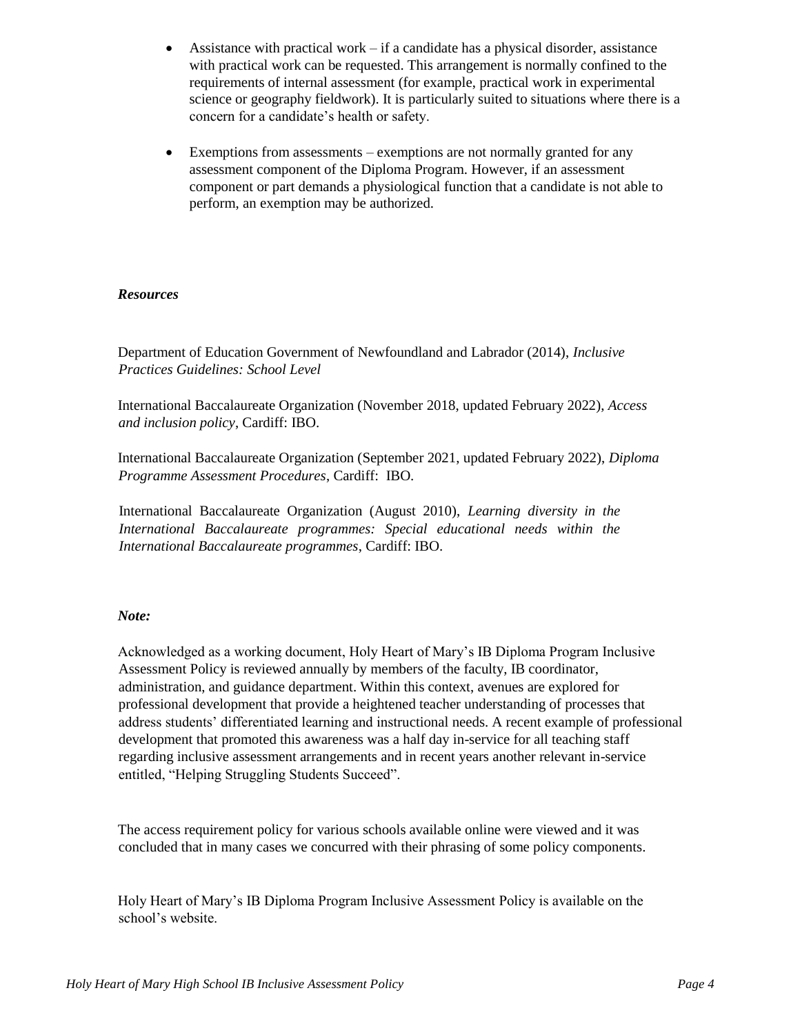- Assistance with practical work – if a candidate has a physical disorder, assistance with practical work can be requested. This arrangement is normally confined to the requirements of internal assessment (for example, practical work in experimental science or geography fieldwork). It is particularly suited to situations where there is a concern for a candidate's health or safety.

- Exemptions from assessments – exemptions are not normally granted for any assessment component of the Diploma Program. However, if an assessment component or part demands a physiological function that a candidate is not able to perform, an exemption may be authorized.

***Resources***

Department of Education Government of Newfoundland and Labrador (2014), *Inclusive Practices Guidelines: School Level*

International Baccalaureate Organization (November 2018, updated February 2022), *Access and inclusion policy*, Cardiff: IBO.

International Baccalaureate Organization (September 2021, updated February 2022), *Diploma Programme Assessment Procedures*, Cardiff: IBO.

International Baccalaureate Organization (August 2010), *Learning diversity in the International Baccalaureate programmes: Special educational needs within the International Baccalaureate programmes*, Cardiff: IBO.

***Note:***

Acknowledged as a working document, Holy Heart of Mary's IB Diploma Program Inclusive Assessment Policy is reviewed annually by members of the faculty, IB coordinator, administration, and guidance department. Within this context, avenues are explored for professional development that provide a heightened teacher understanding of processes that address students' differentiated learning and instructional needs. A recent example of professional development that promoted this awareness was a half day in-service for all teaching staff regarding inclusive assessment arrangements and in recent years another relevant in-service entitled, "Helping Struggling Students Succeed".

The access requirement policy for various schools available online were viewed and it was concluded that in many cases we concurred with their phrasing of some policy components.

Holy Heart of Mary's IB Diploma Program Inclusive Assessment Policy is available on the school's website.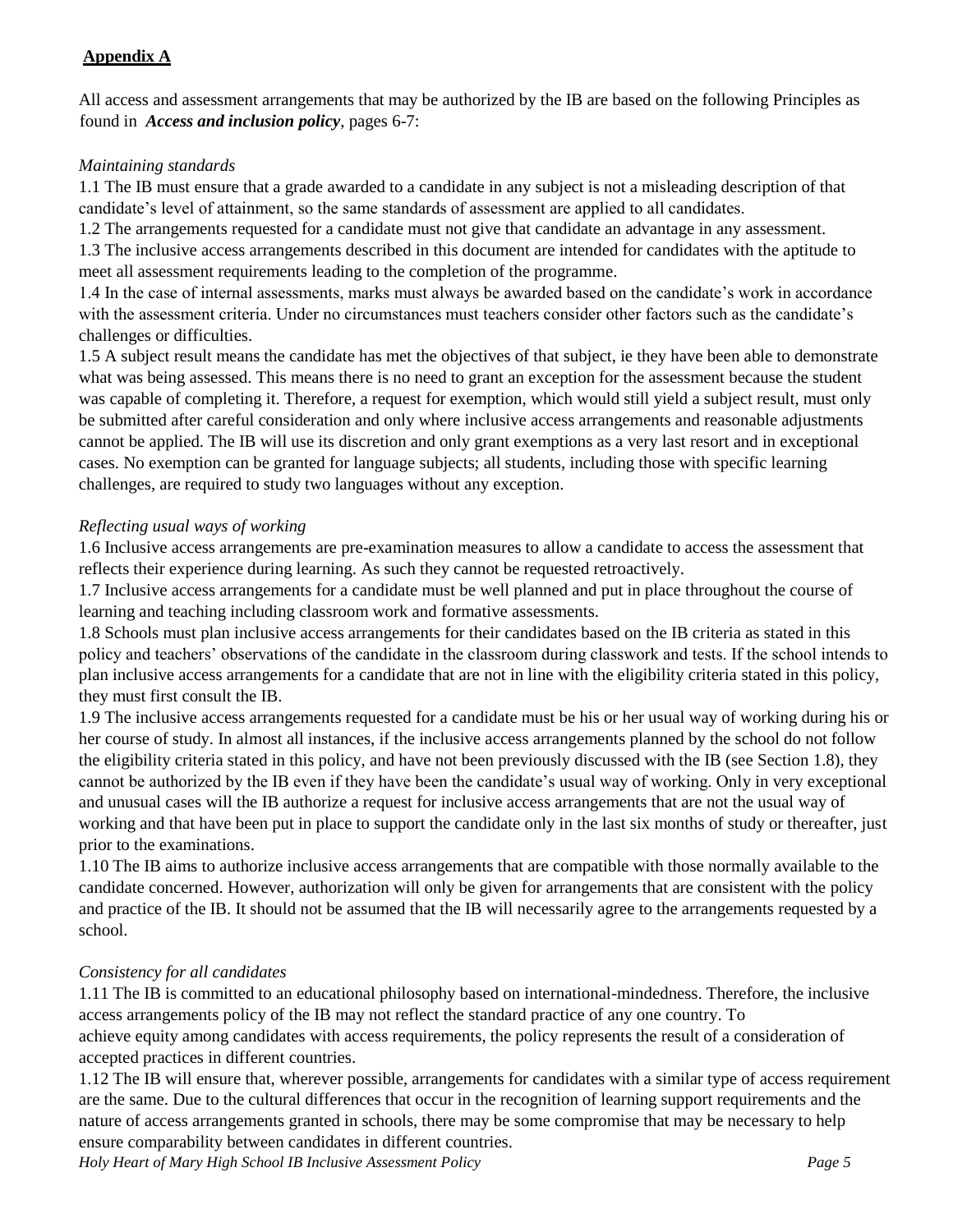## **Appendix A**

All access and assessment arrangements that may be authorized by the IB are based on the following Principles as found in ***Access and inclusion policy***, pages 6-7:

*Maintaining standards*

1.1 The IB must ensure that a grade awarded to a candidate in any subject is not a misleading description of that candidate's level of attainment, so the same standards of assessment are applied to all candidates.

1.2 The arrangements requested for a candidate must not give that candidate an advantage in any assessment.

1.3 The inclusive access arrangements described in this document are intended for candidates with the aptitude to meet all assessment requirements leading to the completion of the programme.

1.4 In the case of internal assessments, marks must always be awarded based on the candidate's work in accordance with the assessment criteria. Under no circumstances must teachers consider other factors such as the candidate's challenges or difficulties.

1.5 A subject result means the candidate has met the objectives of that subject, ie they have been able to demonstrate what was being assessed. This means there is no need to grant an exception for the assessment because the student was capable of completing it. Therefore, a request for exemption, which would still yield a subject result, must only be submitted after careful consideration and only where inclusive access arrangements and reasonable adjustments cannot be applied. The IB will use its discretion and only grant exemptions as a very last resort and in exceptional cases. No exemption can be granted for language subjects; all students, including those with specific learning challenges, are required to study two languages without any exception.

*Reflecting usual ways of working*

1.6 Inclusive access arrangements are pre-examination measures to allow a candidate to access the assessment that reflects their experience during learning. As such they cannot be requested retroactively.

1.7 Inclusive access arrangements for a candidate must be well planned and put in place throughout the course of learning and teaching including classroom work and formative assessments.

1.8 Schools must plan inclusive access arrangements for their candidates based on the IB criteria as stated in this policy and teachers' observations of the candidate in the classroom during classwork and tests. If the school intends to plan inclusive access arrangements for a candidate that are not in line with the eligibility criteria stated in this policy, they must first consult the IB.

1.9 The inclusive access arrangements requested for a candidate must be his or her usual way of working during his or her course of study. In almost all instances, if the inclusive access arrangements planned by the school do not follow the eligibility criteria stated in this policy, and have not been previously discussed with the IB (see Section 1.8), they cannot be authorized by the IB even if they have been the candidate's usual way of working. Only in very exceptional and unusual cases will the IB authorize a request for inclusive access arrangements that are not the usual way of working and that have been put in place to support the candidate only in the last six months of study or thereafter, just prior to the examinations.

1.10 The IB aims to authorize inclusive access arrangements that are compatible with those normally available to the candidate concerned. However, authorization will only be given for arrangements that are consistent with the policy and practice of the IB. It should not be assumed that the IB will necessarily agree to the arrangements requested by a school.

*Consistency for all candidates*

1.11 The IB is committed to an educational philosophy based on international-mindedness. Therefore, the inclusive access arrangements policy of the IB may not reflect the standard practice of any one country. To achieve equity among candidates with access requirements, the policy represents the result of a consideration of accepted practices in different countries.

1.12 The IB will ensure that, wherever possible, arrangements for candidates with a similar type of access requirement are the same. Due to the cultural differences that occur in the recognition of learning support requirements and the nature of access arrangements granted in schools, there may be some compromise that may be necessary to help ensure comparability between candidates in different countries.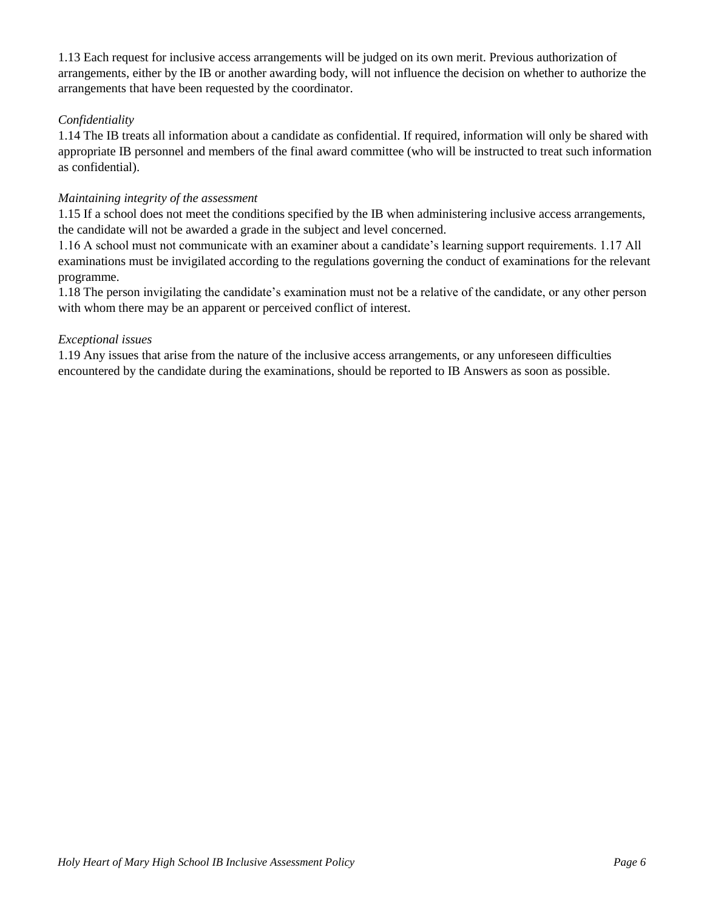1.13 Each request for inclusive access arrangements will be judged on its own merit. Previous authorization of arrangements, either by the IB or another awarding body, will not influence the decision on whether to authorize the arrangements that have been requested by the coordinator.

*Confidentiality*

1.14 The IB treats all information about a candidate as confidential. If required, information will only be shared with appropriate IB personnel and members of the final award committee (who will be instructed to treat such information as confidential).

*Maintaining integrity of the assessment*

1.15 If a school does not meet the conditions specified by the IB when administering inclusive access arrangements, the candidate will not be awarded a grade in the subject and level concerned.

1.16 A school must not communicate with an examiner about a candidate's learning support requirements. 1.17 All examinations must be invigilated according to the regulations governing the conduct of examinations for the relevant programme.

1.18 The person invigilating the candidate's examination must not be a relative of the candidate, or any other person with whom there may be an apparent or perceived conflict of interest.

*Exceptional issues*

1.19 Any issues that arise from the nature of the inclusive access arrangements, or any unforeseen difficulties encountered by the candidate during the examinations, should be reported to IB Answers as soon as possible.